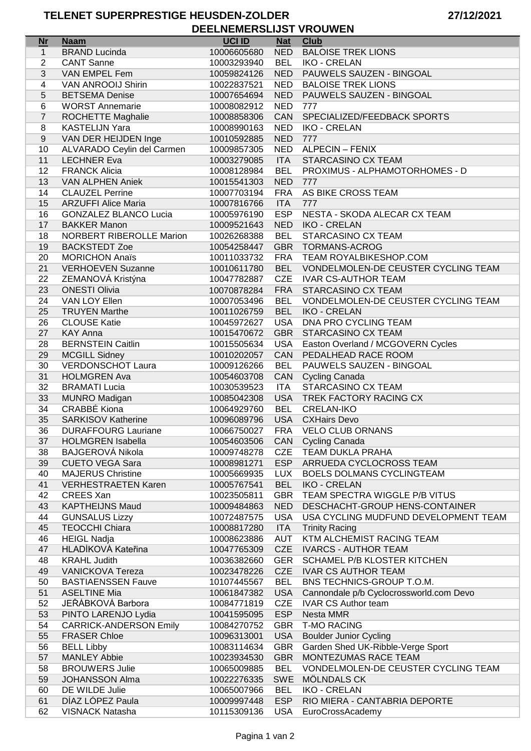# TELENET SUPERPRESTIGE HEUSDEN-ZOLDER

27/12/2021

## DEELNEMERSLIJST VROUWEN

| Nr | Naam | UCI ID | Nat | Club |
|---|---|---|---|---|
| 1 | BRAND Lucinda | 10006605680 | NED | BALOISE TREK LIONS |
| 2 | CANT Sanne | 10003293940 | BEL | IKO - CRELAN |
| 3 | VAN EMPEL Fem | 10059824126 | NED | PAUWELS SAUZEN - BINGOAL |
| 4 | VAN ANROOIJ Shirin | 10022837521 | NED | BALOISE TREK LIONS |
| 5 | BETSEMA Denise | 10007654694 | NED | PAUWELS SAUZEN - BINGOAL |
| 6 | WORST Annemarie | 10008082912 | NED | 777 |
| 7 | ROCHETTE Maghalie | 10008858306 | CAN | SPECIALIZED/FEEDBACK SPORTS |
| 8 | KASTELIJN Yara | 10008990163 | NED | IKO - CRELAN |
| 9 | VAN DER HEIJDEN Inge | 10010592885 | NED | 777 |
| 10 | ALVARADO Ceylin del Carmen | 10009857305 | NED | ALPECIN – FENIX |
| 11 | LECHNER Eva | 10003279085 | ITA | STARCASINO CX TEAM |
| 12 | FRANCK Alicia | 10008128984 | BEL | PROXIMUS - ALPHAMOTORHOMES - D |
| 13 | VAN ALPHEN Aniek | 10015541303 | NED | 777 |
| 14 | CLAUZEL Perrine | 10007703194 | FRA | AS BIKE CROSS TEAM |
| 15 | ARZUFFI Alice Maria | 10007816766 | ITA | 777 |
| 16 | GONZALEZ BLANCO Lucia | 10005976190 | ESP | NESTA - SKODA ALECAR CX TEAM |
| 17 | BAKKER Manon | 10009521643 | NED | IKO - CRELAN |
| 18 | NORBERT RIBEROLLE Marion | 10026268388 | BEL | STARCASINO CX TEAM |
| 19 | BACKSTEDT Zoe | 10054258447 | GBR | TORMANS-ACROG |
| 20 | MORICHON Anaïs | 10011033732 | FRA | TEAM ROYALBIKESHOP.COM |
| 21 | VERHOEVEN Suzanne | 10010611780 | BEL | VONDELMOLEN-DE CEUSTER CYCLING TEAM |
| 22 | ZEMANOVÁ Kristýna | 10047782887 | CZE | IVAR CS-AUTHOR TEAM |
| 23 | ONESTI Olivia | 10070878284 | FRA | STARCASINO CX TEAM |
| 24 | VAN LOY Ellen | 10007053496 | BEL | VONDELMOLEN-DE CEUSTER CYCLING TEAM |
| 25 | TRUYEN Marthe | 10011026759 | BEL | IKO - CRELAN |
| 26 | CLOUSE Katie | 10045972627 | USA | DNA PRO CYCLING TEAM |
| 27 | KAY Anna | 10015470672 | GBR | STARCASINO CX TEAM |
| 28 | BERNSTEIN Caitlin | 10015505634 | USA | Easton Overland / MCGOVERN Cycles |
| 29 | MCGILL Sidney | 10010202057 | CAN | PEDALHEAD RACE ROOM |
| 30 | VERDONSCHOT Laura | 10009126266 | BEL | PAUWELS SAUZEN - BINGOAL |
| 31 | HOLMGREN Ava | 10054603708 | CAN | Cycling Canada |
| 32 | BRAMATI Lucia | 10030539523 | ITA | STARCASINO CX TEAM |
| 33 | MUNRO Madigan | 10085042308 | USA | TREK FACTORY RACING CX |
| 34 | CRABBÉ Kiona | 10064929760 | BEL | CRELAN-IKO |
| 35 | SARKISOV Katherine | 10096089796 | USA | CXHairs Devo |
| 36 | DURAFFOURG Lauriane | 10066750027 | FRA | VELO CLUB ORNANS |
| 37 | HOLMGREN Isabella | 10054603506 | CAN | Cycling Canada |
| 38 | BAJGEROVÁ Nikola | 10009748278 | CZE | TEAM DUKLA PRAHA |
| 39 | CUETO VEGA Sara | 10008981271 | ESP | ARRUEDA CYCLOCROSS TEAM |
| 40 | MAJERUS Christine | 10005669935 | LUX | BOELS DOLMANS CYCLINGTEAM |
| 41 | VERHESTRAETEN Karen | 10005767541 | BEL | IKO - CRELAN |
| 42 | CREES Xan | 10023505811 | GBR | TEAM SPECTRA WIGGLE P/B VITUS |
| 43 | KAPTHEIJNS Maud | 10009484863 | NED | DESCHACHT-GROUP HENS-CONTAINER |
| 44 | GUNSALUS Lizzy | 10072487575 | USA | USA CYCLING MUDFUND DEVELOPMENT TEAM |
| 45 | TEOCCHI Chiara | 10008817280 | ITA | Trinity Racing |
| 46 | HEIGL Nadja | 10008623886 | AUT | KTM ALCHEMIST RACING TEAM |
| 47 | HLADÍKOVÁ Kateřina | 10047765309 | CZE | IVARCS - AUTHOR TEAM |
| 48 | KRAHL Judith | 10036382660 | GER | SCHAMEL P/B KLOSTER KITCHEN |
| 49 | VANICKOVA Tereza | 10023478226 | CZE | IVAR CS AUTHOR TEAM |
| 50 | BASTIAENSSEN Fauve | 10107445567 | BEL | BNS TECHNICS-GROUP T.O.M. |
| 51 | ASELTINE Mia | 10061847382 | USA | Cannondale p/b Cyclocrossworld.com Devo |
| 52 | JEŘÁBKOVÁ Barbora | 10084771819 | CZE | IVAR CS Author team |
| 53 | PINTO LARENJO Lydia | 10041595095 | ESP | Nesta MMR |
| 54 | CARRICK-ANDERSON Emily | 10084270752 | GBR | T-MO RACING |
| 55 | FRASER Chloe | 10096313001 | USA | Boulder Junior Cycling |
| 56 | BELL Libby | 10083114634 | GBR | Garden Shed UK-Ribble-Verge Sport |
| 57 | MANLEY Abbie | 10023934530 | GBR | MONTEZUMAS RACE TEAM |
| 58 | BROUWERS Julie | 10065009885 | BEL | VONDELMOLEN-DE CEUSTER CYCLING TEAM |
| 59 | JOHANSSON Alma | 10022276335 | SWE | MÖLNDALS CK |
| 60 | DE WILDE Julie | 10065007966 | BEL | IKO - CRELAN |
| 61 | DÍAZ LÓPEZ Paula | 10009997448 | ESP | RIO MIERA - CANTABRIA DEPORTE |
| 62 | VISNACK Natasha | 10115309136 | USA | EuroCrossAcademy |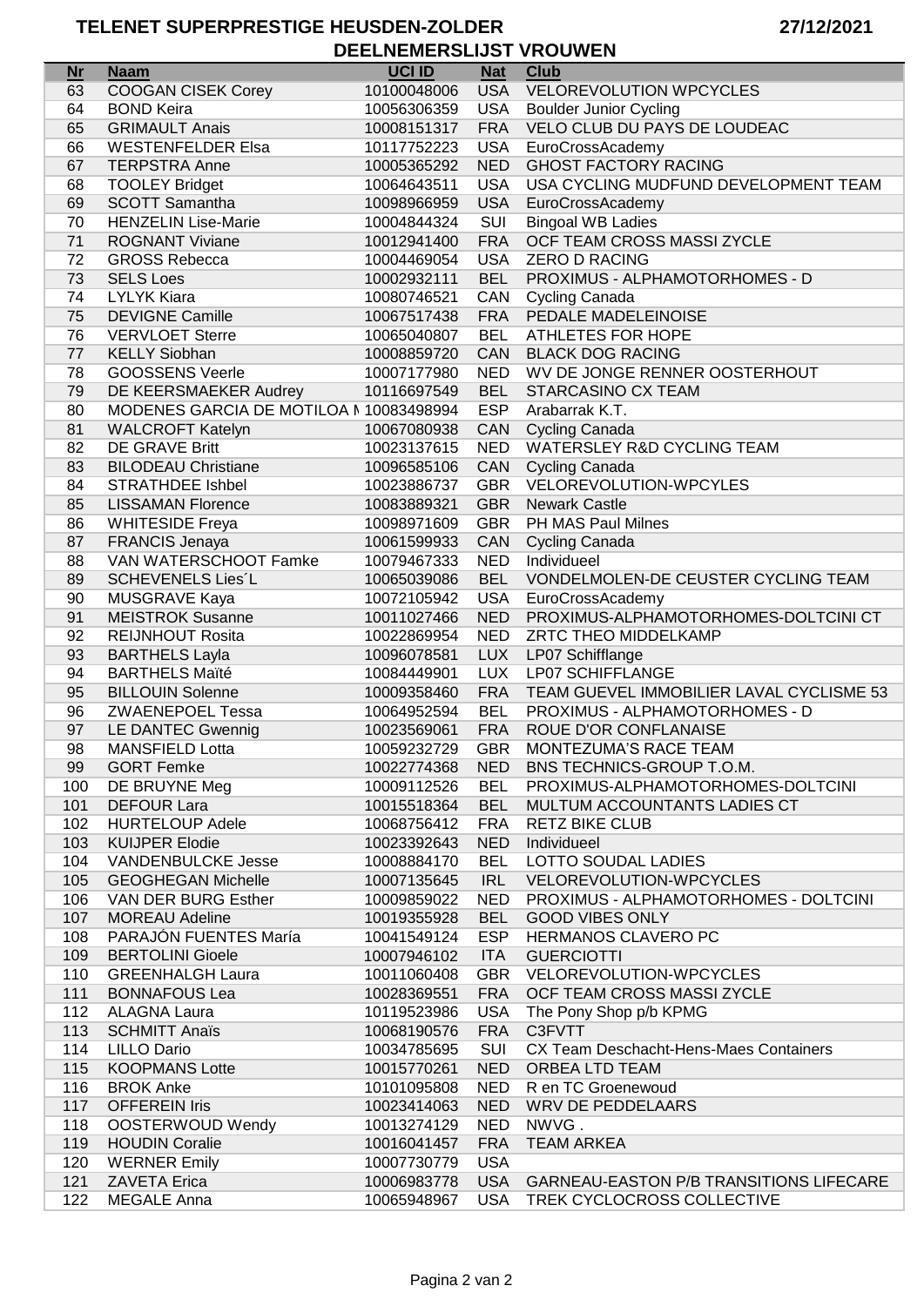# TELENET SUPERPRESTIGE HEUSDEN-ZOLDER

27/12/2021

## DEELNEMERSLIJST VROUWEN

| Nr | Naam | UCI ID | Nat | Club |
|---|---|---|---|---|
| 63 | COOGAN CISEK Corey | 10100048006 | USA | VELOREVOLUTION WPCYCLES |
| 64 | BOND Keira | 10056306359 | USA | Boulder Junior Cycling |
| 65 | GRIMAULT Anais | 10008151317 | FRA | VELO CLUB DU PAYS DE LOUDEAC |
| 66 | WESTENFELDER Elsa | 10117752223 | USA | EuroCrossAcademy |
| 67 | TERPSTRA Anne | 10005365292 | NED | GHOST FACTORY RACING |
| 68 | TOOLEY Bridget | 10064643511 | USA | USA CYCLING MUDFUND DEVELOPMENT TEAM |
| 69 | SCOTT Samantha | 10098966959 | USA | EuroCrossAcademy |
| 70 | HENZELIN Lise-Marie | 10004844324 | SUI | Bingoal WB Ladies |
| 71 | ROGNANT Viviane | 10012941400 | FRA | OCF TEAM CROSS MASSI ZYCLE |
| 72 | GROSS Rebecca | 10004469054 | USA | ZERO D RACING |
| 73 | SELS Loes | 10002932111 | BEL | PROXIMUS - ALPHAMOTORHOMES - D |
| 74 | LYLYK Kiara | 10080746521 | CAN | Cycling Canada |
| 75 | DEVIGNE Camille | 10067517438 | FRA | PEDALE MADELEINOISE |
| 76 | VERVLOET Sterre | 10065040807 | BEL | ATHLETES FOR HOPE |
| 77 | KELLY Siobhan | 10008859720 | CAN | BLACK DOG RACING |
| 78 | GOOSSENS Veerle | 10007177980 | NED | WV DE JONGE RENNER OOSTERHOUT |
| 79 | DE KEERSMAEKER Audrey | 10116697549 | BEL | STARCASINO CX TEAM |
| 80 | MODENES GARCIA DE MOTILOA M | 10083498994 | ESP | Arabarrak K.T. |
| 81 | WALCROFT Katelyn | 10067080938 | CAN | Cycling Canada |
| 82 | DE GRAVE Britt | 10023137615 | NED | WATERSLEY R&D CYCLING TEAM |
| 83 | BILODEAU Christiane | 10096585106 | CAN | Cycling Canada |
| 84 | STRATHDEE Ishbel | 10023886737 | GBR | VELOREVOLUTION-WPCYLES |
| 85 | LISSAMAN Florence | 10083889321 | GBR | Newark Castle |
| 86 | WHITESIDE Freya | 10098971609 | GBR | PH MAS Paul Milnes |
| 87 | FRANCIS Jenaya | 10061599933 | CAN | Cycling Canada |
| 88 | VAN WATERSCHOOT Famke | 10079467333 | NED | Individueel |
| 89 | SCHEVENELS Lies´L | 10065039086 | BEL | VONDELMOLEN-DE CEUSTER CYCLING TEAM |
| 90 | MUSGRAVE Kaya | 10072105942 | USA | EuroCrossAcademy |
| 91 | MEISTROK Susanne | 10011027466 | NED | PROXIMUS-ALPHAMOTORHOMES-DOLTCINI CT |
| 92 | REIJNHOUT Rosita | 10022869954 | NED | ZRTC THEO MIDDELKAMP |
| 93 | BARTHELS Layla | 10096078581 | LUX | LP07 Schifflange |
| 94 | BARTHELS Maïté | 10084449901 | LUX | LP07 SCHIFFLANGE |
| 95 | BILLOUIN Solenne | 10009358460 | FRA | TEAM GUEVEL IMMOBILIER LAVAL CYCLISME 53 |
| 96 | ZWAENEPOEL Tessa | 10064952594 | BEL | PROXIMUS - ALPHAMOTORHOMES - D |
| 97 | LE DANTEC Gwennig | 10023569061 | FRA | ROUE D'OR CONFLANAISE |
| 98 | MANSFIELD Lotta | 10059232729 | GBR | MONTEZUMA'S RACE TEAM |
| 99 | GORT Femke | 10022774368 | NED | BNS TECHNICS-GROUP T.O.M. |
| 100 | DE BRUYNE Meg | 10009112526 | BEL | PROXIMUS-ALPHAMOTORHOMES-DOLTCINI |
| 101 | DEFOUR Lara | 10015518364 | BEL | MULTUM ACCOUNTANTS LADIES CT |
| 102 | HURTELOUP Adele | 10068756412 | FRA | RETZ BIKE CLUB |
| 103 | KUIJPER Elodie | 10023392643 | NED | Individueel |
| 104 | VANDENBULCKE Jesse | 10008884170 | BEL | LOTTO SOUDAL LADIES |
| 105 | GEOGHEGAN Michelle | 10007135645 | IRL | VELOREVOLUTION-WPCYCLES |
| 106 | VAN DER BURG Esther | 10009859022 | NED | PROXIMUS - ALPHAMOTORHOMES - DOLTCINI |
| 107 | MOREAU Adeline | 10019355928 | BEL | GOOD VIBES ONLY |
| 108 | PARAJÓN FUENTES María | 10041549124 | ESP | HERMANOS CLAVERO PC |
| 109 | BERTOLINI Gioele | 10007946102 | ITA | GUERCIOTTI |
| 110 | GREENHALGH Laura | 10011060408 | GBR | VELOREVOLUTION-WPCYCLES |
| 111 | BONNAFOUS Lea | 10028369551 | FRA | OCF TEAM CROSS MASSI ZYCLE |
| 112 | ALAGNA Laura | 10119523986 | USA | The Pony Shop p/b KPMG |
| 113 | SCHMITT Anaïs | 10068190576 | FRA | C3FVTT |
| 114 | LILLO Dario | 10034785695 | SUI | CX Team Deschacht-Hens-Maes Containers |
| 115 | KOOPMANS Lotte | 10015770261 | NED | ORBEA LTD TEAM |
| 116 | BROK Anke | 10101095808 | NED | R en TC Groenewoud |
| 117 | OFFEREIN Iris | 10023414063 | NED | WRV DE PEDDELAARS |
| 118 | OOSTERWOUD Wendy | 10013274129 | NED | NWVG . |
| 119 | HOUDIN Coralie | 10016041457 | FRA | TEAM ARKEA |
| 120 | WERNER Emily | 10007730779 | USA | |
| 121 | ZAVETA Erica | 10006983778 | USA | GARNEAU-EASTON P/B TRANSITIONS LIFECARE |
| 122 | MEGALE Anna | 10065948967 | USA | TREK CYCLOCROSS COLLECTIVE |